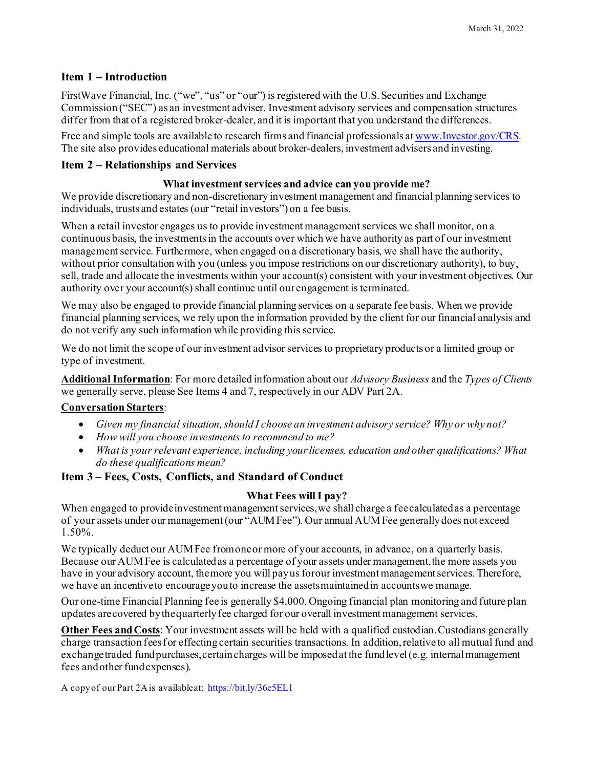March 31, 2022

## Item 1 – Introduction

FirstWave Financial, Inc. ("we", "us" or "our") is registered with the U.S. Securities and Exchange Commission ("SEC") as an investment adviser. Investment advisory services and compensation structures differ from that of a registered broker-dealer, and it is important that you understand the differences.

Free and simple tools are available to research firms and financial professionals at [www.Investor.gov/CRS](www.Investor.gov/CRS). The site also provides educational materials about broker-dealers, investment advisers and investing.

## Item 2 – Relationships and Services

### What investment services and advice can you provide me?

We provide discretionary and non-discretionary investment management and financial planning services to individuals, trusts and estates (our "retail investors") on a fee basis.

When a retail investor engages us to provide investment management services we shall monitor, on a continuous basis, the investments in the accounts over which we have authority as part of our investment management service. Furthermore, when engaged on a discretionary basis, we shall have the authority, without prior consultation with you (unless you impose restrictions on our discretionary authority), to buy, sell, trade and allocate the investments within your account(s) consistent with your investment objectives. Our authority over your account(s) shall continue until our engagement is terminated.

We may also be engaged to provide financial planning services on a separate fee basis. When we provide financial planning services, we rely upon the information provided by the client for our financial analysis and do not verify any such information while providing this service.

We do not limit the scope of our investment advisor services to proprietary products or a limited group or type of investment.

**Additional Information**: For more detailed information about our *Advisory Business* and the *Types of Clients* we generally serve, please See Items 4 and 7, respectively in our ADV Part 2A.

**Conversation Starters**:

- *Given my financial situation, should I choose an investment advisory service? Why or why not?*
- *How will you choose investments to recommend to me?*
- *What is your relevant experience, including your licenses, education and other qualifications? What do these qualifications mean?*

## Item 3 – Fees, Costs, Conflicts, and Standard of Conduct

### What Fees will I pay?

When engaged to provide investment management services, we shall charge a fee calculated as a percentage of your assets under our management (our "AUM Fee"). Our annual AUM Fee generally does not exceed 1.50%.

We typically deduct our AUM Fee from one or more of your accounts, in advance, on a quarterly basis. Because our AUM Fee is calculated as a percentage of your assets under management, the more assets you have in your advisory account, the more you will pay us for our investment management services. Therefore, we have an incentive to encourage you to increase the assets maintained in accounts we manage.

Our one-time Financial Planning fee is generally $4,000. Ongoing financial plan monitoring and future plan updates are covered by the quarterly fee charged for our overall investment management services.

**Other Fees and Costs**: Your investment assets will be held with a qualified custodian. Custodians generally charge transaction fees for effecting certain securities transactions. In addition, relative to all mutual fund and exchange traded fund purchases, certain charges will be imposed at the fund level (e.g. internal management fees and other fund expenses).

A copy of our Part 2A is available at: [https://bit.ly/36e5EL1](https://bit.ly/36e5EL1)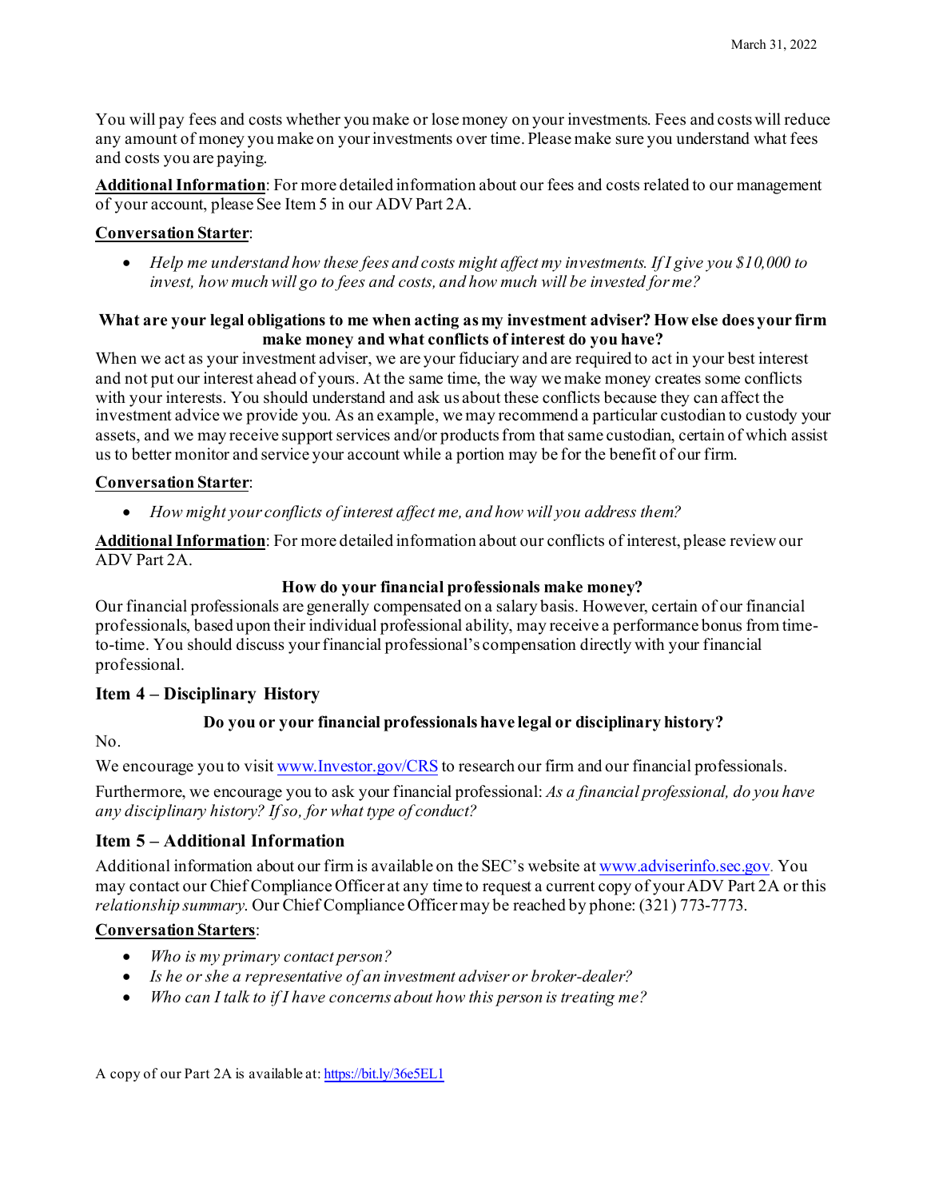You will pay fees and costs whether you make or lose money on your investments. Fees and costs will reduce any amount of money you make on your investments over time. Please make sure you understand what fees and costs you are paying.

**Additional Information**: For more detailed information about our fees and costs related to our management of your account, please See Item 5 in our ADV Part 2A.

**Conversation Starter**:

- *Help me understand how these fees and costs might affect my investments. If I give you $10,000 to invest, how much will go to fees and costs, and how much will be invested for me?*

**What are your legal obligations to me when acting as my investment adviser? How else does your firm make money and what conflicts of interest do you have?**

When we act as your investment adviser, we are your fiduciary and are required to act in your best interest and not put our interest ahead of yours. At the same time, the way we make money creates some conflicts with your interests. You should understand and ask us about these conflicts because they can affect the investment advice we provide you. As an example, we may recommend a particular custodian to custody your assets, and we may receive support services and/or products from that same custodian, certain of which assist us to better monitor and service your account while a portion may be for the benefit of our firm.

**Conversation Starter**:

- *How might your conflicts of interest affect me, and how will you address them?*

**Additional Information**: For more detailed information about our conflicts of interest, please review our ADV Part 2A.

**How do your financial professionals make money?**

Our financial professionals are generally compensated on a salary basis. However, certain of our financial professionals, based upon their individual professional ability, may receive a performance bonus from time-to-time. You should discuss your financial professional's compensation directly with your financial professional.

## Item 4 – Disciplinary History

**Do you or your financial professionals have legal or disciplinary history?**

No.

We encourage you to visit www.Investor.gov/CRS to research our firm and our financial professionals.

Furthermore, we encourage you to ask your financial professional: *As a financial professional, do you have any disciplinary history? If so, for what type of conduct?*

## Item 5 – Additional Information

Additional information about our firm is available on the SEC's website at www.adviserinfo.sec.gov. You may contact our Chief Compliance Officer at any time to request a current copy of your ADV Part 2A or this *relationship summary*. Our Chief Compliance Officer may be reached by phone: (321) 773-7773.

**Conversation Starters**:

- *Who is my primary contact person?*
- *Is he or she a representative of an investment adviser or broker-dealer?*
- *Who can I talk to if I have concerns about how this person is treating me?*

A copy of our Part 2A is available at: https://bit.ly/36e5EL1